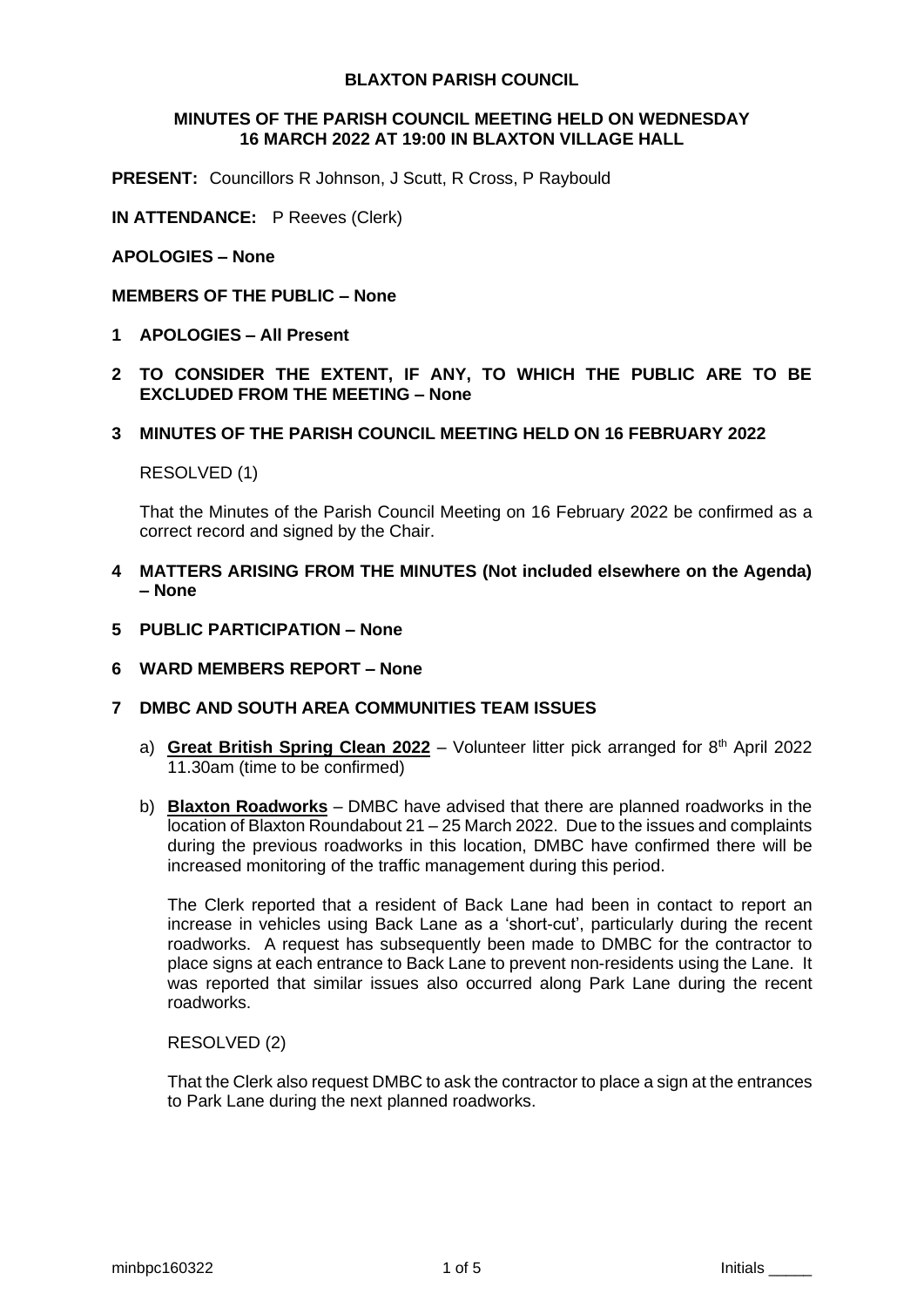# BLAXTON PARISH COUNCIL

## MINUTES OF THE PARISH COUNCIL MEETING HELD ON WEDNESDAY 16 MARCH 2022 AT 19:00 IN BLAXTON VILLAGE HALL

**PRESENT:** Councillors R Johnson, J Scutt, R Cross, P Raybould

**IN ATTENDANCE:** P Reeves (Clerk)

**APOLOGIES – None**

**MEMBERS OF THE PUBLIC – None**

**1 APOLOGIES – All Present**

**2 TO CONSIDER THE EXTENT, IF ANY, TO WHICH THE PUBLIC ARE TO BE EXCLUDED FROM THE MEETING – None**

**3 MINUTES OF THE PARISH COUNCIL MEETING HELD ON 16 FEBRUARY 2022**

RESOLVED (1)

That the Minutes of the Parish Council Meeting on 16 February 2022 be confirmed as a correct record and signed by the Chair.

**4 MATTERS ARISING FROM THE MINUTES (Not included elsewhere on the Agenda) – None**

**5 PUBLIC PARTICIPATION – None**

**6 WARD MEMBERS REPORT – None**

**7 DMBC AND SOUTH AREA COMMUNITIES TEAM ISSUES**

a) **Great British Spring Clean 2022** – Volunteer litter pick arranged for 8th April 2022 11.30am (time to be confirmed)

b) **Blaxton Roadworks** – DMBC have advised that there are planned roadworks in the location of Blaxton Roundabout 21 – 25 March 2022. Due to the issues and complaints during the previous roadworks in this location, DMBC have confirmed there will be increased monitoring of the traffic management during this period.

The Clerk reported that a resident of Back Lane had been in contact to report an increase in vehicles using Back Lane as a 'short-cut', particularly during the recent roadworks. A request has subsequently been made to DMBC for the contractor to place signs at each entrance to Back Lane to prevent non-residents using the Lane. It was reported that similar issues also occurred along Park Lane during the recent roadworks.

RESOLVED (2)

That the Clerk also request DMBC to ask the contractor to place a sign at the entrances to Park Lane during the next planned roadworks.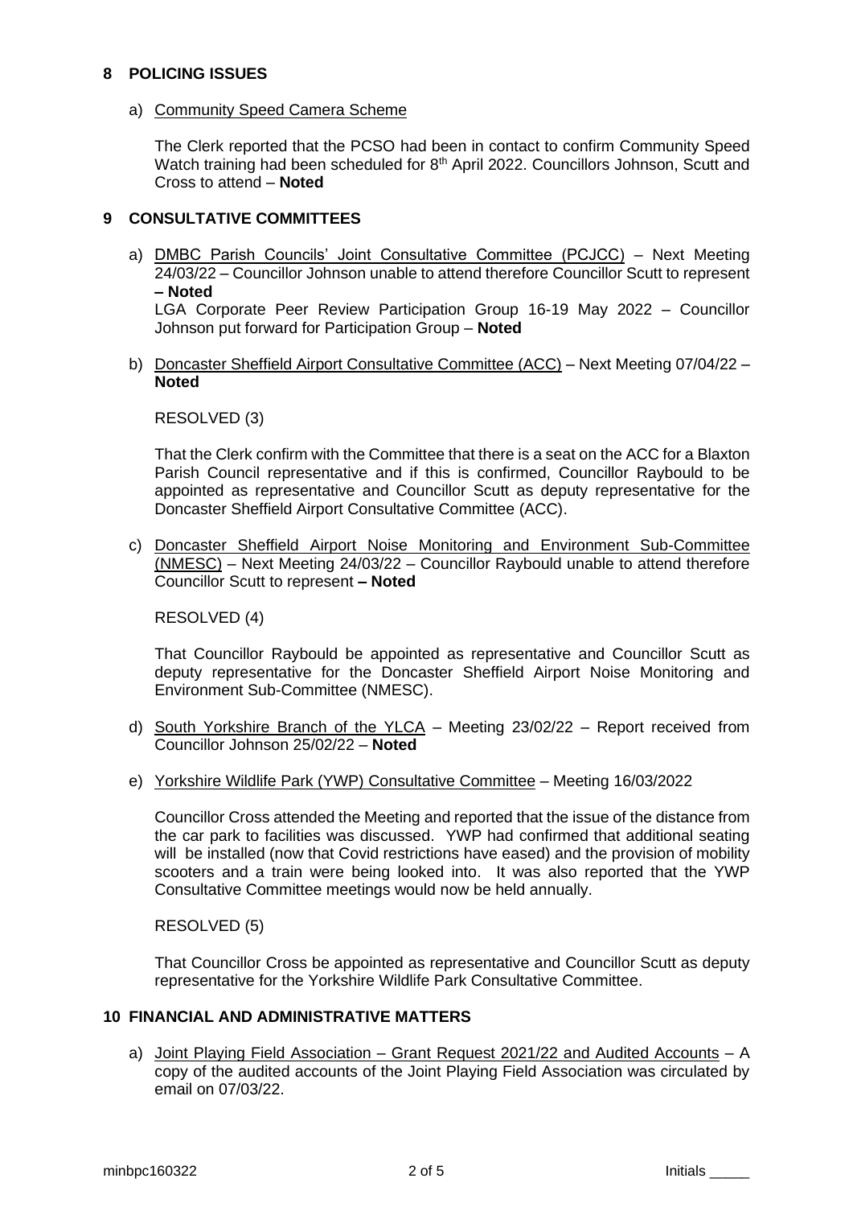## 8 POLICING ISSUES

a) Community Speed Camera Scheme

The Clerk reported that the PCSO had been in contact to confirm Community Speed Watch training had been scheduled for 8th April 2022. Councillors Johnson, Scutt and Cross to attend – **Noted**

## 9 CONSULTATIVE COMMITTEES

a) DMBC Parish Councils' Joint Consultative Committee (PCJCC) – Next Meeting 24/03/22 – Councillor Johnson unable to attend therefore Councillor Scutt to represent **– Noted**

LGA Corporate Peer Review Participation Group 16-19 May 2022 – Councillor Johnson put forward for Participation Group – **Noted**

b) Doncaster Sheffield Airport Consultative Committee (ACC) – Next Meeting 07/04/22 – **Noted**

RESOLVED (3)

That the Clerk confirm with the Committee that there is a seat on the ACC for a Blaxton Parish Council representative and if this is confirmed, Councillor Raybould to be appointed as representative and Councillor Scutt as deputy representative for the Doncaster Sheffield Airport Consultative Committee (ACC).

c) Doncaster Sheffield Airport Noise Monitoring and Environment Sub-Committee (NMESC) – Next Meeting 24/03/22 – Councillor Raybould unable to attend therefore Councillor Scutt to represent **– Noted**

RESOLVED (4)

That Councillor Raybould be appointed as representative and Councillor Scutt as deputy representative for the Doncaster Sheffield Airport Noise Monitoring and Environment Sub-Committee (NMESC).

d) South Yorkshire Branch of the YLCA – Meeting 23/02/22 – Report received from Councillor Johnson 25/02/22 – **Noted**

e) Yorkshire Wildlife Park (YWP) Consultative Committee – Meeting 16/03/2022

Councillor Cross attended the Meeting and reported that the issue of the distance from the car park to facilities was discussed. YWP had confirmed that additional seating will be installed (now that Covid restrictions have eased) and the provision of mobility scooters and a train were being looked into. It was also reported that the YWP Consultative Committee meetings would now be held annually.

RESOLVED (5)

That Councillor Cross be appointed as representative and Councillor Scutt as deputy representative for the Yorkshire Wildlife Park Consultative Committee.

## 10 FINANCIAL AND ADMINISTRATIVE MATTERS

a) Joint Playing Field Association – Grant Request 2021/22 and Audited Accounts – A copy of the audited accounts of the Joint Playing Field Association was circulated by email on 07/03/22.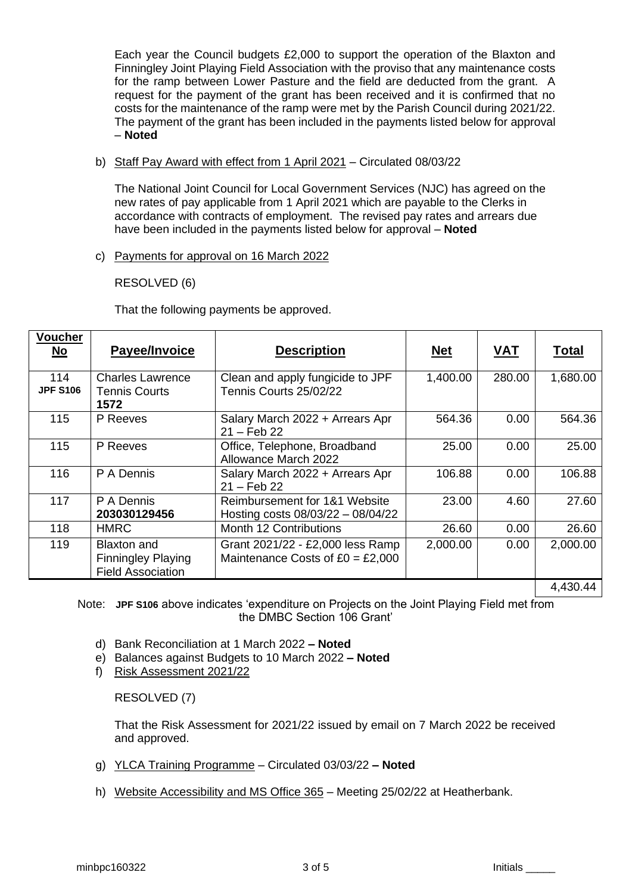Each year the Council budgets £2,000 to support the operation of the Blaxton and Finningley Joint Playing Field Association with the proviso that any maintenance costs for the ramp between Lower Pasture and the field are deducted from the grant. A request for the payment of the grant has been received and it is confirmed that no costs for the maintenance of the ramp were met by the Parish Council during 2021/22. The payment of the grant has been included in the payments listed below for approval – **Noted**

b) Staff Pay Award with effect from 1 April 2021 – Circulated 08/03/22

The National Joint Council for Local Government Services (NJC) has agreed on the new rates of pay applicable from 1 April 2021 which are payable to the Clerks in accordance with contracts of employment. The revised pay rates and arrears due have been included in the payments listed below for approval – **Noted**

c) Payments for approval on 16 March 2022

RESOLVED (6)

That the following payments be approved.

| Voucher No | Payee/Invoice | Description | Net | VAT | Total |
|---|---|---|---|---|---|
| 114 **JPF S106** | Charles Lawrence Tennis Courts **1572** | Clean and apply fungicide to JPF Tennis Courts 25/02/22 | 1,400.00 | 280.00 | 1,680.00 |
| 115 | P Reeves | Salary March 2022 + Arrears Apr 21 – Feb 22 | 564.36 | 0.00 | 564.36 |
| 115 | P Reeves | Office, Telephone, Broadband Allowance March 2022 | 25.00 | 0.00 | 25.00 |
| 116 | P A Dennis | Salary March 2022 + Arrears Apr 21 – Feb 22 | 106.88 | 0.00 | 106.88 |
| 117 | P A Dennis **203030129456** | Reimbursement for 1&1 Website Hosting costs 08/03/22 – 08/04/22 | 23.00 | 4.60 | 27.60 |
| 118 | HMRC | Month 12 Contributions | 26.60 | 0.00 | 26.60 |
| 119 | Blaxton and Finningley Playing Field Association | Grant 2021/22 - £2,000 less Ramp Maintenance Costs of £0 = £2,000 | 2,000.00 | 0.00 | 2,000.00 |
| | | | | | 4,430.44 |

Note: **JPF S106** above indicates 'expenditure on Projects on the Joint Playing Field met from the DMBC Section 106 Grant'

d) Bank Reconciliation at 1 March 2022 **– Noted**

e) Balances against Budgets to 10 March 2022 **– Noted**

f) Risk Assessment 2021/22

RESOLVED (7)

That the Risk Assessment for 2021/22 issued by email on 7 March 2022 be received and approved.

g) YLCA Training Programme – Circulated 03/03/22 **– Noted**

h) Website Accessibility and MS Office 365 – Meeting 25/02/22 at Heatherbank.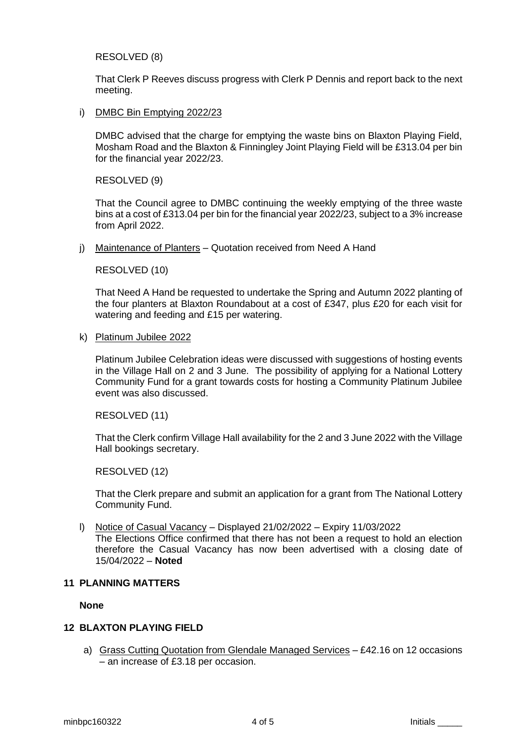RESOLVED (8)

That Clerk P Reeves discuss progress with Clerk P Dennis and report back to the next meeting.

i) DMBC Bin Emptying 2022/23

DMBC advised that the charge for emptying the waste bins on Blaxton Playing Field, Mosham Road and the Blaxton & Finningley Joint Playing Field will be £313.04 per bin for the financial year 2022/23.

RESOLVED (9)

That the Council agree to DMBC continuing the weekly emptying of the three waste bins at a cost of £313.04 per bin for the financial year 2022/23, subject to a 3% increase from April 2022.

j) Maintenance of Planters – Quotation received from Need A Hand

RESOLVED (10)

That Need A Hand be requested to undertake the Spring and Autumn 2022 planting of the four planters at Blaxton Roundabout at a cost of £347, plus £20 for each visit for watering and feeding and £15 per watering.

k) Platinum Jubilee 2022

Platinum Jubilee Celebration ideas were discussed with suggestions of hosting events in the Village Hall on 2 and 3 June. The possibility of applying for a National Lottery Community Fund for a grant towards costs for hosting a Community Platinum Jubilee event was also discussed.

RESOLVED (11)

That the Clerk confirm Village Hall availability for the 2 and 3 June 2022 with the Village Hall bookings secretary.

RESOLVED (12)

That the Clerk prepare and submit an application for a grant from The National Lottery Community Fund.

l) Notice of Casual Vacancy – Displayed 21/02/2022 – Expiry 11/03/2022
The Elections Office confirmed that there has not been a request to hold an election therefore the Casual Vacancy has now been advertised with a closing date of 15/04/2022 – **Noted**

## 11 PLANNING MATTERS

**None**

## 12 BLAXTON PLAYING FIELD

a) Grass Cutting Quotation from Glendale Managed Services – £42.16 on 12 occasions – an increase of £3.18 per occasion.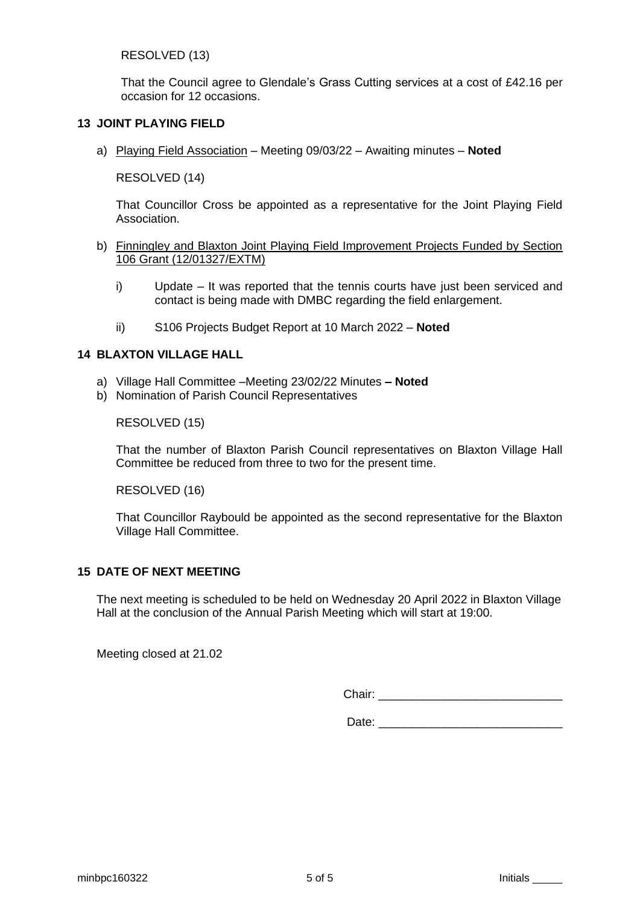RESOLVED (13)

That the Council agree to Glendale's Grass Cutting services at a cost of £42.16 per occasion for 12 occasions.

## 13 JOINT PLAYING FIELD

a) Playing Field Association – Meeting 09/03/22 – Awaiting minutes – **Noted**

RESOLVED (14)

That Councillor Cross be appointed as a representative for the Joint Playing Field Association.

b) Finningley and Blaxton Joint Playing Field Improvement Projects Funded by Section 106 Grant (12/01327/EXTM)

   i) Update – It was reported that the tennis courts have just been serviced and contact is being made with DMBC regarding the field enlargement.

   ii) S106 Projects Budget Report at 10 March 2022 – **Noted**

## 14 BLAXTON VILLAGE HALL

a) Village Hall Committee –Meeting 23/02/22 Minutes **– Noted**
b) Nomination of Parish Council Representatives

RESOLVED (15)

That the number of Blaxton Parish Council representatives on Blaxton Village Hall Committee be reduced from three to two for the present time.

RESOLVED (16)

That Councillor Raybould be appointed as the second representative for the Blaxton Village Hall Committee.

## 15 DATE OF NEXT MEETING

The next meeting is scheduled to be held on Wednesday 20 April 2022 in Blaxton Village Hall at the conclusion of the Annual Parish Meeting which will start at 19:00.

Meeting closed at 21.02

Chair: ___________________________

Date: ___________________________

Initials _____